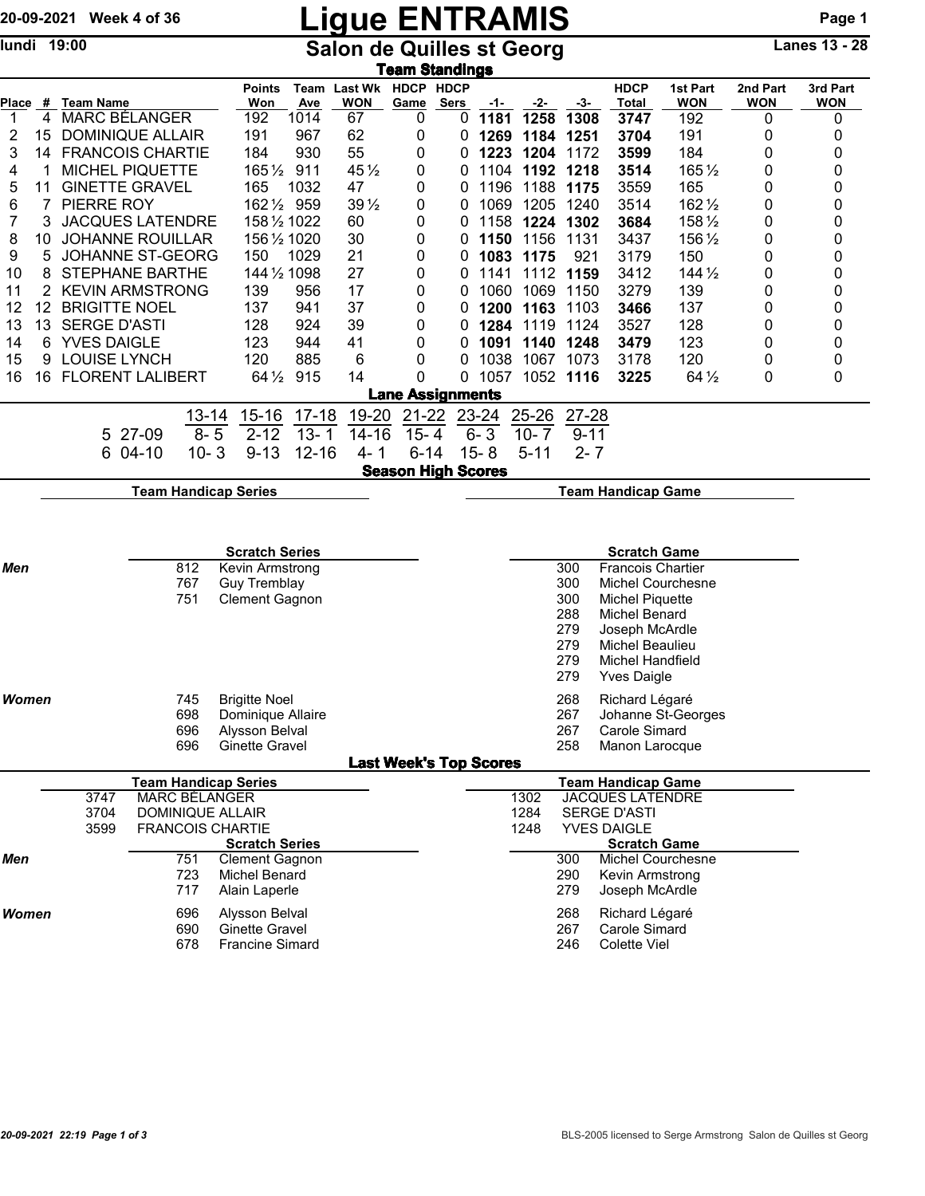# Ligue ENTRAMIS

20-09-2021 Week 4 of 36

lundi 19:00

## Salon de Quilles st Georg

Lanes 13 - 28

### Team Standings

| Place | # | Team Name | Points Won | Team Ave | Last Wk WON | HDCP Game | HDCP Sers | -1- | -2- | -3- | HDCP Total | 1st Part WON | 2nd Part WON | 3rd Part WON |
|---|---|---|---|---|---|---|---|---|---|---|---|---|---|---|
| 1 | 4 | MARC BÉLANGER | 192 | 1014 | 67 | 0 | 0 | **1181** | **1258** | **1308** | **3747** | 192 | 0 | 0 |
| 2 | 15 | DOMINIQUE ALLAIR | 191 | 967 | 62 | 0 | 0 | **1269** | **1184** | **1251** | **3704** | 191 | 0 | 0 |
| 3 | 14 | FRANCOIS CHARTIE | 184 | 930 | 55 | 0 | 0 | **1223** | **1204** | 1172 | **3599** | 184 | 0 | 0 |
| 4 | 1 | MICHEL PIQUETTE | 165½ | 911 | 45½ | 0 | 0 | 1104 | **1192** | **1218** | **3514** | 165½ | 0 | 0 |
| 5 | 11 | GINETTE GRAVEL | 165 | 1032 | 47 | 0 | 0 | 1196 | 1188 | **1175** | 3559 | 165 | 0 | 0 |
| 6 | 7 | PIERRE ROY | 162½ | 959 | 39½ | 0 | 0 | 1069 | 1205 | 1240 | 3514 | 162½ | 0 | 0 |
| 7 | 3 | JACQUES LATENDRE | 158½ | 1022 | 60 | 0 | 0 | 1158 | **1224** | **1302** | **3684** | 158½ | 0 | 0 |
| 8 | 10 | JOHANNE ROUILLAR | 156½ | 1020 | 30 | 0 | 0 | **1150** | 1156 | 1131 | 3437 | 156½ | 0 | 0 |
| 9 | 5 | JOHANNE ST-GEORG | 150 | 1029 | 21 | 0 | 0 | **1083** | **1175** | 921 | 3179 | 150 | 0 | 0 |
| 10 | 8 | STEPHANE BARTHE | 144½ | 1098 | 27 | 0 | 0 | 1141 | 1112 | **1159** | 3412 | 144½ | 0 | 0 |
| 11 | 2 | KEVIN ARMSTRONG | 139 | 956 | 17 | 0 | 0 | 1060 | 1069 | 1150 | 3279 | 139 | 0 | 0 |
| 12 | 12 | BRIGITTE NOEL | 137 | 941 | 37 | 0 | 0 | **1200** | **1163** | 1103 | **3466** | 137 | 0 | 0 |
| 13 | 13 | SERGE D'ASTI | 128 | 924 | 39 | 0 | 0 | **1284** | 1119 | 1124 | 3527 | 128 | 0 | 0 |
| 14 | 6 | YVES DAIGLE | 123 | 944 | 41 | 0 | 0 | **1091** | **1140** | **1248** | **3479** | 123 | 0 | 0 |
| 15 | 9 | LOUISE LYNCH | 120 | 885 | 6 | 0 | 0 | 1038 | 1067 | 1073 | 3178 | 120 | 0 | 0 |
| 16 | 16 | FLORENT LALIBERT | 64½ | 915 | 14 | 0 | 0 | 1057 | 1052 | **1116** | **3225** | 64½ | 0 | 0 |

### Lane Assignments

| | 13-14 | 15-16 | 17-18 | 19-20 | 21-22 | 23-24 | 25-26 | 27-28 |
|---|---|---|---|---|---|---|---|---|
| 5 27-09 | 8- 5 | 2-12 | 13- 1 | 14-16 | 15- 4 | 6- 3 | 10- 7 | 9-11 |
| 6 04-10 | 10- 3 | 9-13 | 12-16 | 4- 1 | 6-14 | 15- 8 | 5-11 | 2- 7 |

### Season High Scores

**Team Handicap Series**

**Team Handicap Game**

**Scratch Series**

| | Score | Name |
|---|---|---|
| *Men* | 812 | Kevin Armstrong |
| | 767 | Guy Tremblay |
| | 751 | Clement Gagnon |
| *Women* | 745 | Brigitte Noel |
| | 698 | Dominique Allaire |
| | 696 | Alysson Belval |
| | 696 | Ginette Gravel |

**Scratch Game**

| | Score | Name |
|---|---|---|
| *Men* | 300 | Francois Chartier |
| | 300 | Michel Courchesne |
| | 300 | Michel Piquette |
| | 288 | Michel Benard |
| | 279 | Joseph McArdle |
| | 279 | Michel Beaulieu |
| | 279 | Michel Handfield |
| | 279 | Yves Daigle |
| *Women* | 268 | Richard Légaré |
| | 267 | Johanne St-Georges |
| | 267 | Carole Simard |
| | 258 | Manon Larocque |

### Last Week's Top Scores

**Team Handicap Series**

| Score | Team |
|---|---|
| 3747 | MARC BÉLANGER |
| 3704 | DOMINIQUE ALLAIR |
| 3599 | FRANCOIS CHARTIE |

**Team Handicap Game**

| Score | Team |
|---|---|
| 1302 | JACQUES LATENDRE |
| 1284 | SERGE D'ASTI |
| 1248 | YVES DAIGLE |

**Scratch Series**

| | Score | Name |
|---|---|---|
| *Men* | 751 | Clement Gagnon |
| | 723 | Michel Benard |
| | 717 | Alain Laperle |
| *Women* | 696 | Alysson Belval |
| | 690 | Ginette Gravel |
| | 678 | Francine Simard |

**Scratch Game**

| | Score | Name |
|---|---|---|
| *Men* | 300 | Michel Courchesne |
| | 290 | Kevin Armstrong |
| | 279 | Joseph McArdle |
| *Women* | 268 | Richard Légaré |
| | 267 | Carole Simard |
| | 246 | Colette Viel |

*20-09-2021 22:19*

BLS-2005 licensed to Serge Armstrong Salon de Quilles st Georg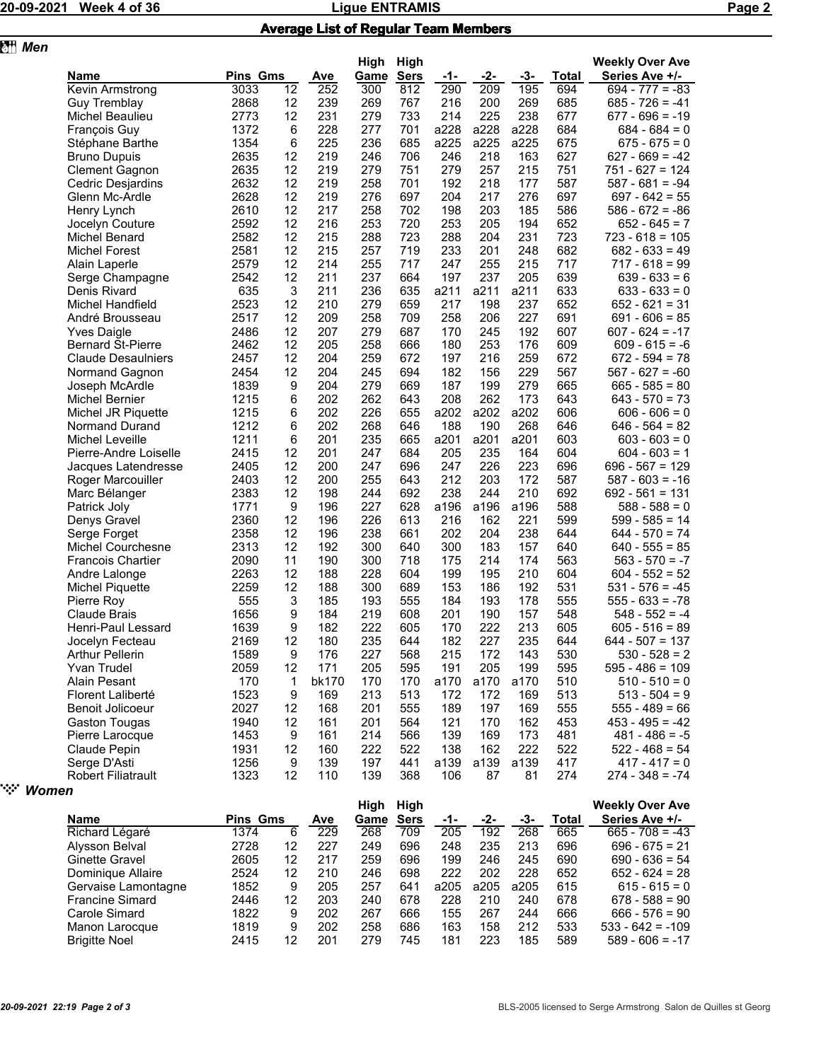## Ligue ENTRAMIS

## Average List of Regular Team Members

### Men

| Name | Pins | Gms | Ave | High Game | High Sers | -1- | -2- | -3- | Total | Weekly Over Ave Series Ave +/- |
|---|---|---|---|---|---|---|---|---|---|---|
| Kevin Armstrong | 3033 | 12 | 252 | 300 | 812 | 290 | 209 | 195 | 694 | 694 - 777 = -83 |
| Guy Tremblay | 2868 | 12 | 239 | 269 | 767 | 216 | 200 | 269 | 685 | 685 - 726 = -41 |
| Michel Beaulieu | 2773 | 12 | 231 | 279 | 733 | 214 | 225 | 238 | 677 | 677 - 696 = -19 |
| François Guy | 1372 | 6 | 228 | 277 | 701 | a228 | a228 | a228 | 684 | 684 - 684 = 0 |
| Stéphane Barthe | 1354 | 6 | 225 | 236 | 685 | a225 | a225 | a225 | 675 | 675 - 675 = 0 |
| Bruno Dupuis | 2635 | 12 | 219 | 246 | 706 | 246 | 218 | 163 | 627 | 627 - 669 = -42 |
| Clement Gagnon | 2635 | 12 | 219 | 279 | 751 | 279 | 257 | 215 | 751 | 751 - 627 = 124 |
| Cedric Desjardins | 2632 | 12 | 219 | 258 | 701 | 192 | 218 | 177 | 587 | 587 - 681 = -94 |
| Glenn Mc-Ardle | 2628 | 12 | 219 | 276 | 697 | 204 | 217 | 276 | 697 | 697 - 642 = 55 |
| Henry Lynch | 2610 | 12 | 217 | 258 | 702 | 198 | 203 | 185 | 586 | 586 - 672 = -86 |
| Jocelyn Couture | 2592 | 12 | 216 | 253 | 720 | 253 | 205 | 194 | 652 | 652 - 645 = 7 |
| Michel Benard | 2582 | 12 | 215 | 288 | 723 | 288 | 204 | 231 | 723 | 723 - 618 = 105 |
| Michel Forest | 2581 | 12 | 215 | 257 | 719 | 233 | 201 | 248 | 682 | 682 - 633 = 49 |
| Alain Laperle | 2579 | 12 | 214 | 255 | 717 | 247 | 255 | 215 | 717 | 717 - 618 = 99 |
| Serge Champagne | 2542 | 12 | 211 | 237 | 664 | 197 | 237 | 205 | 639 | 639 - 633 = 6 |
| Denis Rivard | 635 | 3 | 211 | 236 | 635 | a211 | a211 | a211 | 633 | 633 - 633 = 0 |
| Michel Handfield | 2523 | 12 | 210 | 279 | 659 | 217 | 198 | 237 | 652 | 652 - 621 = 31 |
| André Brousseau | 2517 | 12 | 209 | 258 | 709 | 258 | 206 | 227 | 691 | 691 - 606 = 85 |
| Yves Daigle | 2486 | 12 | 207 | 279 | 687 | 170 | 245 | 192 | 607 | 607 - 624 = -17 |
| Bernard St-Pierre | 2462 | 12 | 205 | 258 | 666 | 180 | 253 | 176 | 609 | 609 - 615 = -6 |
| Claude Desaulniers | 2457 | 12 | 204 | 259 | 672 | 197 | 216 | 259 | 672 | 672 - 594 = 78 |
| Normand Gagnon | 2454 | 12 | 204 | 245 | 694 | 182 | 156 | 229 | 567 | 567 - 627 = -60 |
| Joseph McArdle | 1839 | 9 | 204 | 279 | 669 | 187 | 199 | 279 | 665 | 665 - 585 = 80 |
| Michel Bernier | 1215 | 6 | 202 | 262 | 643 | 208 | 262 | 173 | 643 | 643 - 570 = 73 |
| Michel JR Piquette | 1215 | 6 | 202 | 226 | 655 | a202 | a202 | a202 | 606 | 606 - 606 = 0 |
| Normand Durand | 1212 | 6 | 202 | 268 | 646 | 188 | 190 | 268 | 646 | 646 - 564 = 82 |
| Michel Leveille | 1211 | 6 | 201 | 235 | 665 | a201 | a201 | a201 | 603 | 603 - 603 = 0 |
| Pierre-Andre Loiselle | 2415 | 12 | 201 | 247 | 684 | 205 | 235 | 164 | 604 | 604 - 603 = 1 |
| Jacques Latendresse | 2405 | 12 | 200 | 247 | 696 | 247 | 226 | 223 | 696 | 696 - 567 = 129 |
| Roger Marcouiller | 2403 | 12 | 200 | 255 | 643 | 212 | 203 | 172 | 587 | 587 - 603 = -16 |
| Marc Bélanger | 2383 | 12 | 198 | 244 | 692 | 238 | 244 | 210 | 692 | 692 - 561 = 131 |
| Patrick Joly | 1771 | 9 | 196 | 227 | 628 | a196 | a196 | a196 | 588 | 588 - 588 = 0 |
| Denys Gravel | 2360 | 12 | 196 | 226 | 613 | 216 | 162 | 221 | 599 | 599 - 585 = 14 |
| Serge Forget | 2358 | 12 | 196 | 238 | 661 | 202 | 204 | 238 | 644 | 644 - 570 = 74 |
| Michel Courchesne | 2313 | 12 | 192 | 300 | 640 | 300 | 183 | 157 | 640 | 640 - 555 = 85 |
| Francois Chartier | 2090 | 11 | 190 | 300 | 718 | 175 | 214 | 174 | 563 | 563 - 570 = -7 |
| Andre Lalonge | 2263 | 12 | 188 | 228 | 604 | 199 | 195 | 210 | 604 | 604 - 552 = 52 |
| Michel Piquette | 2259 | 12 | 188 | 300 | 689 | 153 | 186 | 192 | 531 | 531 - 576 = -45 |
| Pierre Roy | 555 | 3 | 185 | 193 | 555 | 184 | 193 | 178 | 555 | 555 - 633 = -78 |
| Claude Brais | 1656 | 9 | 184 | 219 | 608 | 201 | 190 | 157 | 548 | 548 - 552 = -4 |
| Henri-Paul Lessard | 1639 | 9 | 182 | 222 | 605 | 170 | 222 | 213 | 605 | 605 - 516 = 89 |
| Jocelyn Fecteau | 2169 | 12 | 180 | 235 | 644 | 182 | 227 | 235 | 644 | 644 - 507 = 137 |
| Arthur Pellerin | 1589 | 9 | 176 | 227 | 568 | 215 | 172 | 143 | 530 | 530 - 528 = 2 |
| Yvan Trudel | 2059 | 12 | 171 | 205 | 595 | 191 | 205 | 199 | 595 | 595 - 486 = 109 |
| Alain Pesant | 170 | 1 | bk170 | 170 | 170 | a170 | a170 | a170 | 510 | 510 - 510 = 0 |
| Florent Laliberté | 1523 | 9 | 169 | 213 | 513 | 172 | 172 | 169 | 513 | 513 - 504 = 9 |
| Benoit Jolicoeur | 2027 | 12 | 168 | 201 | 555 | 189 | 197 | 169 | 555 | 555 - 489 = 66 |
| Gaston Tougas | 1940 | 12 | 161 | 201 | 564 | 121 | 170 | 162 | 453 | 453 - 495 = -42 |
| Pierre Larocque | 1453 | 9 | 161 | 214 | 566 | 139 | 169 | 173 | 481 | 481 - 486 = -5 |
| Claude Pepin | 1931 | 12 | 160 | 222 | 522 | 138 | 162 | 222 | 522 | 522 - 468 = 54 |
| Serge D'Asti | 1256 | 9 | 139 | 197 | 441 | a139 | a139 | a139 | 417 | 417 - 417 = 0 |
| Robert Filiatrault | 1323 | 12 | 110 | 139 | 368 | 106 | 87 | 81 | 274 | 274 - 348 = -74 |

### Women

| Name | Pins | Gms | Ave | High Game | High Sers | -1- | -2- | -3- | Total | Weekly Over Ave Series Ave +/- |
|---|---|---|---|---|---|---|---|---|---|---|
| Richard Légaré | 1374 | 6 | 229 | 268 | 709 | 205 | 192 | 268 | 665 | 665 - 708 = -43 |
| Alysson Belval | 2728 | 12 | 227 | 249 | 696 | 248 | 235 | 213 | 696 | 696 - 675 = 21 |
| Ginette Gravel | 2605 | 12 | 217 | 259 | 696 | 199 | 246 | 245 | 690 | 690 - 636 = 54 |
| Dominique Allaire | 2524 | 12 | 210 | 246 | 698 | 222 | 202 | 228 | 652 | 652 - 624 = 28 |
| Gervaise Lamontagne | 1852 | 9 | 205 | 257 | 641 | a205 | a205 | a205 | 615 | 615 - 615 = 0 |
| Francine Simard | 2446 | 12 | 203 | 240 | 678 | 228 | 210 | 240 | 678 | 678 - 588 = 90 |
| Carole Simard | 1822 | 9 | 202 | 267 | 666 | 155 | 267 | 244 | 666 | 666 - 576 = 90 |
| Manon Larocque | 1819 | 9 | 202 | 258 | 686 | 163 | 158 | 212 | 533 | 533 - 642 = -109 |
| Brigitte Noel | 2415 | 12 | 201 | 279 | 745 | 181 | 223 | 185 | 589 | 589 - 606 = -17 |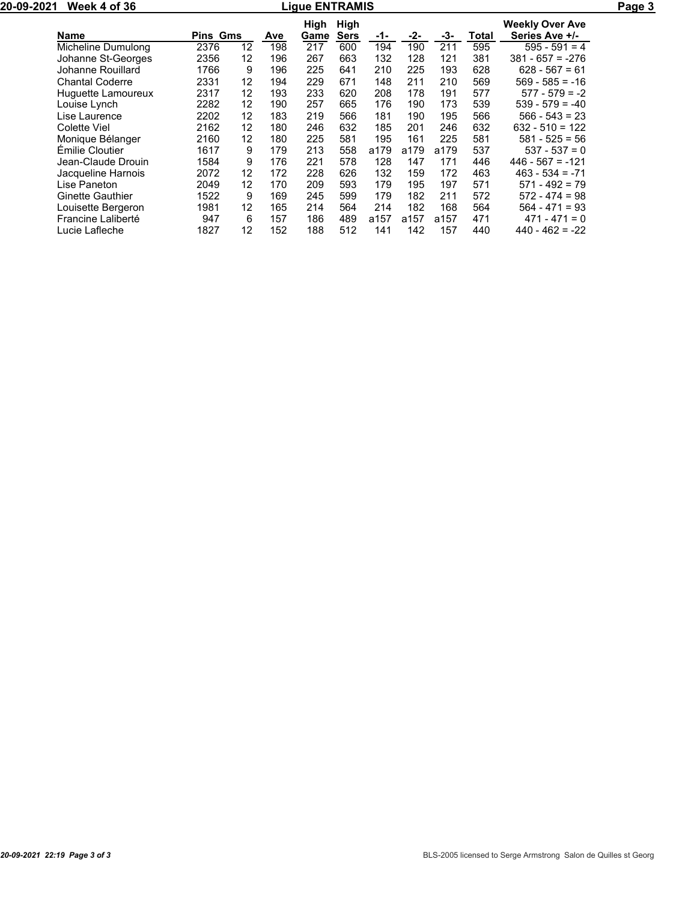| Name | Pins | Gms | Ave | High Game | High Sers | -1- | -2- | -3- | Total | Weekly Over Ave Series Ave +/- |
|---|---|---|---|---|---|---|---|---|---|---|
| Micheline Dumulong | 2376 | 12 | 198 | 217 | 600 | 194 | 190 | 211 | 595 | 595 - 591 = 4 |
| Johanne St-Georges | 2356 | 12 | 196 | 267 | 663 | 132 | 128 | 121 | 381 | 381 - 657 = -276 |
| Johanne Rouillard | 1766 | 9 | 196 | 225 | 641 | 210 | 225 | 193 | 628 | 628 - 567 = 61 |
| Chantal Coderre | 2331 | 12 | 194 | 229 | 671 | 148 | 211 | 210 | 569 | 569 - 585 = -16 |
| Huguette Lamoureux | 2317 | 12 | 193 | 233 | 620 | 208 | 178 | 191 | 577 | 577 - 579 = -2 |
| Louise Lynch | 2282 | 12 | 190 | 257 | 665 | 176 | 190 | 173 | 539 | 539 - 579 = -40 |
| Lise Laurence | 2202 | 12 | 183 | 219 | 566 | 181 | 190 | 195 | 566 | 566 - 543 = 23 |
| Colette Viel | 2162 | 12 | 180 | 246 | 632 | 185 | 201 | 246 | 632 | 632 - 510 = 122 |
| Monique Bélanger | 2160 | 12 | 180 | 225 | 581 | 195 | 161 | 225 | 581 | 581 - 525 = 56 |
| Émilie Cloutier | 1617 | 9 | 179 | 213 | 558 | a179 | a179 | a179 | 537 | 537 - 537 = 0 |
| Jean-Claude Drouin | 1584 | 9 | 176 | 221 | 578 | 128 | 147 | 171 | 446 | 446 - 567 = -121 |
| Jacqueline Harnois | 2072 | 12 | 172 | 228 | 626 | 132 | 159 | 172 | 463 | 463 - 534 = -71 |
| Lise Paneton | 2049 | 12 | 170 | 209 | 593 | 179 | 195 | 197 | 571 | 571 - 492 = 79 |
| Ginette Gauthier | 1522 | 9 | 169 | 245 | 599 | 179 | 182 | 211 | 572 | 572 - 474 = 98 |
| Louisette Bergeron | 1981 | 12 | 165 | 214 | 564 | 214 | 182 | 168 | 564 | 564 - 471 = 93 |
| Francine Laliberté | 947 | 6 | 157 | 186 | 489 | a157 | a157 | a157 | 471 | 471 - 471 = 0 |
| Lucie Lafleche | 1827 | 12 | 152 | 188 | 512 | 141 | 142 | 157 | 440 | 440 - 462 = -22 |